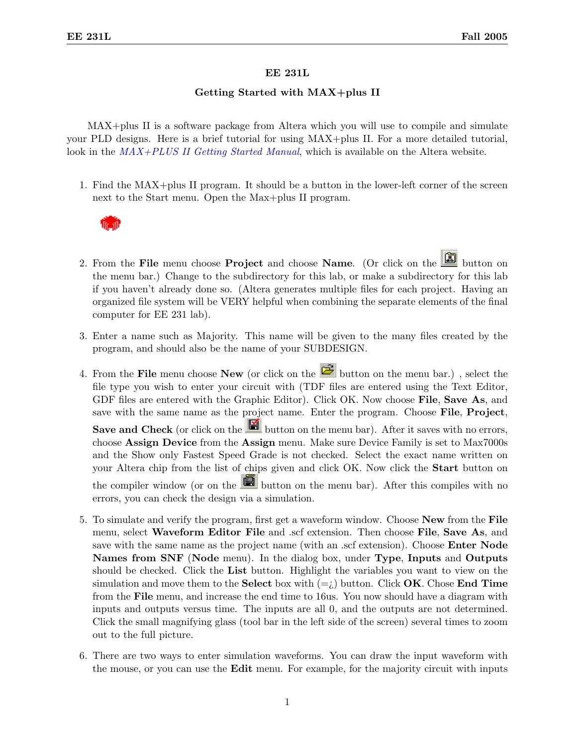# EE 231L

## Getting Started with MAX+plus II

MAX+plus II is a software package from Altera which you will use to compile and simulate your PLD designs. Here is a brief tutorial for using MAX+plus II. For a more detailed tutorial, look in the *MAX+PLUS II Getting Started Manual*, which is available on the Altera website.

1. Find the MAX+plus II program. It should be a button in the lower-left corner of the screen next to the Start menu. Open the Max+plus II program.

2. From the **File** menu choose **Project** and choose **Name**. (Or click on the button on the menu bar.) Change to the subdirectory for this lab, or make a subdirectory for this lab if you haven't already done so. (Altera generates multiple files for each project. Having an organized file system will be VERY helpful when combining the separate elements of the final computer for EE 231 lab).

3. Enter a name such as Majority. This name will be given to the many files created by the program, and should also be the name of your SUBDESIGN.

4. From the **File** menu choose **New** (or click on the button on the menu bar.) , select the file type you wish to enter your circuit with (TDF files are entered using the Text Editor, GDF files are entered with the Graphic Editor). Click OK. Now choose **File**, **Save As**, and save with the same name as the project name. Enter the program. Choose **File**, **Project**, **Save and Check** (or click on the button on the menu bar). After it saves with no errors, choose **Assign Device** from the **Assign** menu. Make sure Device Family is set to Max7000s and the Show only Fastest Speed Grade is not checked. Select the exact name written on your Altera chip from the list of chips given and click OK. Now click the **Start** button on the compiler window (or on the button on the menu bar). After this compiles with no errors, you can check the design via a simulation.

5. To simulate and verify the program, first get a waveform window. Choose **New** from the **File** menu, select **Waveform Editor File** and .scf extension. Then choose **File**, **Save As**, and save with the same name as the project name (with an .scf extension). Choose **Enter Node Names from SNF** (**Node** menu). In the dialog box, under **Type**, **Inputs** and **Outputs** should be checked. Click the **List** button. Highlight the variables you want to view on the simulation and move them to the **Select** box with (=¿) button. Click **OK**. Chose **End Time** from the **File** menu, and increase the end time to 16us. You now should have a diagram with inputs and outputs versus time. The inputs are all 0, and the outputs are not determined. Click the small magnifying glass (tool bar in the left side of the screen) several times to zoom out to the full picture.

6. There are two ways to enter simulation waveforms. You can draw the input waveform with the mouse, or you can use the **Edit** menu. For example, for the majority circuit with inputs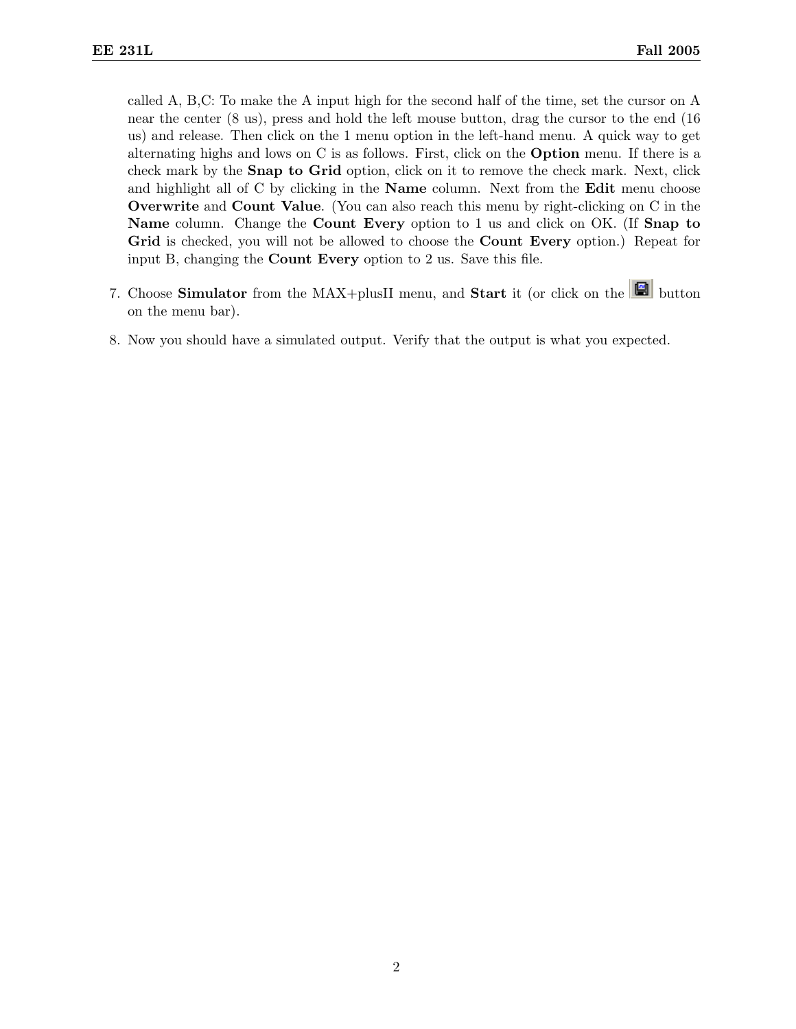called A, B,C: To make the A input high for the second half of the time, set the cursor on A near the center (8 us), press and hold the left mouse button, drag the cursor to the end (16 us) and release. Then click on the 1 menu option in the left-hand menu. A quick way to get alternating highs and lows on C is as follows. First, click on the **Option** menu. If there is a check mark by the **Snap to Grid** option, click on it to remove the check mark. Next, click and highlight all of C by clicking in the **Name** column. Next from the **Edit** menu choose **Overwrite** and **Count Value**. (You can also reach this menu by right-clicking on C in the **Name** column. Change the **Count Every** option to 1 us and click on OK. (If **Snap to Grid** is checked, you will not be allowed to choose the **Count Every** option.) Repeat for input B, changing the **Count Every** option to 2 us. Save this file.

7. Choose **Simulator** from the MAX+plusII menu, and **Start** it (or click on the button on the menu bar).

8. Now you should have a simulated output. Verify that the output is what you expected.